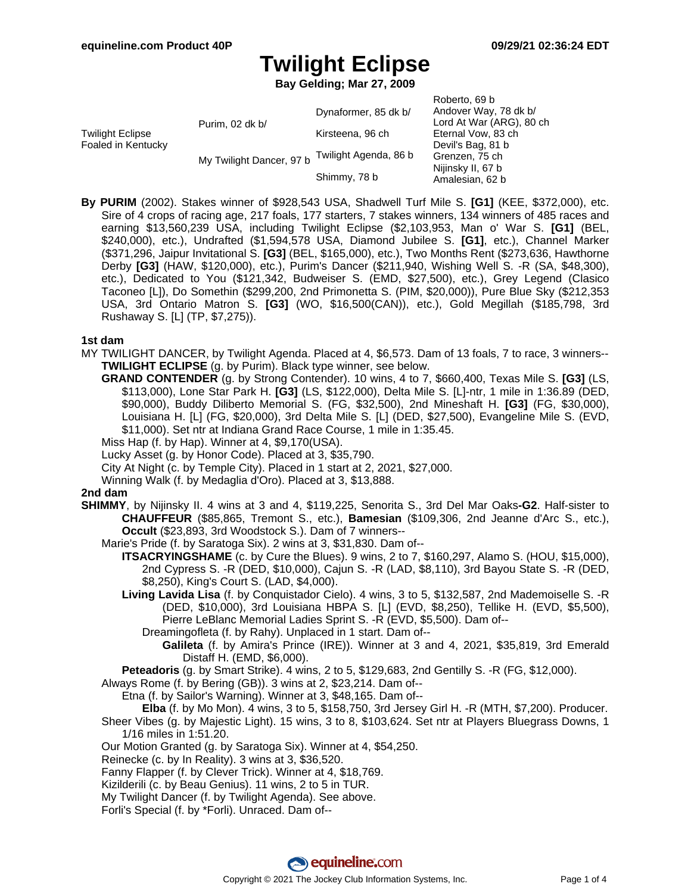# Twilight Eclipse

**Bay Gelding; Mar 27, 2009**

| | | | |
|---|---|---|---|
| Twilight Eclipse Foaled in Kentucky | Purim, 02 dk b/ | Dynaformer, 85 dk b/ | Roberto, 69 b |
| | | | Andover Way, 78 dk b/ |
| | | Kirsteena, 96 ch | Lord At War (ARG), 80 ch |
| | | | Eternal Vow, 83 ch |
| | My Twilight Dancer, 97 b | Twilight Agenda, 86 b | Devil's Bag, 81 b |
| | | | Grenzen, 75 ch |
| | | Shimmy, 78 b | Nijinsky II, 67 b |
| | | | Amalesian, 62 b |

**By PURIM** (2002). Stakes winner of $928,543 USA, Shadwell Turf Mile S. **[G1]** (KEE, $372,000), etc. Sire of 4 crops of racing age, 217 foals, 177 starters, 7 stakes winners, 134 winners of 485 races and earning $13,560,239 USA, including Twilight Eclipse ($2,103,953, Man o' War S. **[G1]** (BEL, $240,000), etc.), Undrafted ($1,594,578 USA, Diamond Jubilee S. **[G1]**, etc.), Channel Marker ($371,296, Jaipur Invitational S. **[G3]** (BEL, $165,000), etc.), Two Months Rent ($273,636, Hawthorne Derby **[G3]** (HAW, $120,000), etc.), Purim's Dancer ($211,940, Wishing Well S. -R (SA, $48,300), etc.), Dedicated to You ($121,342, Budweiser S. (EMD, $27,500), etc.), Grey Legend (Clasico Taconeo [L]), Do Somethin ($299,200, 2nd Primonetta S. (PIM, $20,000)), Pure Blue Sky ($212,353 USA, 3rd Ontario Matron S. **[G3]** (WO, $16,500(CAN)), etc.), Gold Megillah ($185,798, 3rd Rushaway S. [L] (TP, $7,275)).

**1st dam**

MY TWILIGHT DANCER, by Twilight Agenda. Placed at 4, $6,573. Dam of 13 foals, 7 to race, 3 winners--

- **TWILIGHT ECLIPSE** (g. by Purim). Black type winner, see below.
- **GRAND CONTENDER** (g. by Strong Contender). 10 wins, 4 to 7, $660,400, Texas Mile S. **[G3]** (LS, $113,000), Lone Star Park H. **[G3]** (LS, $122,000), Delta Mile S. [L]-ntr, 1 mile in 1:36.89 (DED, $90,000), Buddy Diliberto Memorial S. (FG, $32,500), 2nd Mineshaft H. **[G3]** (FG, $30,000), Louisiana H. [L] (FG, $20,000), 3rd Delta Mile S. [L] (DED, $27,500), Evangeline Mile S. (EVD, $11,000). Set ntr at Indiana Grand Race Course, 1 mile in 1:35.45.
- Miss Hap (f. by Hap). Winner at 4, $9,170(USA).
- Lucky Asset (g. by Honor Code). Placed at 3, $35,790.
- City At Night (c. by Temple City). Placed in 1 start at 2, 2021, $27,000.
- Winning Walk (f. by Medaglia d'Oro). Placed at 3, $13,888.

**2nd dam**

**SHIMMY**, by Nijinsky II. 4 wins at 3 and 4, $119,225, Senorita S., 3rd Del Mar Oaks**-G2**. Half-sister to **CHAUFFEUR** ($85,865, Tremont S., etc.), **Bamesian** ($109,306, 2nd Jeanne d'Arc S., etc.), **Occult** ($23,893, 3rd Woodstock S.). Dam of 7 winners--

- Marie's Pride (f. by Saratoga Six). 2 wins at 3, $31,830. Dam of--
  - **ITSACRYINGSHAME** (c. by Cure the Blues). 9 wins, 2 to 7, $160,297, Alamo S. (HOU, $15,000), 2nd Cypress S. -R (DED, $10,000), Cajun S. -R (LAD, $8,110), 3rd Bayou State S. -R (DED, $8,250), King's Court S. (LAD, $4,000).
  - **Living Lavida Lisa** (f. by Conquistador Cielo). 4 wins, 3 to 5, $132,587, 2nd Mademoiselle S. -R (DED, $10,000), 3rd Louisiana HBPA S. [L] (EVD, $8,250), Tellike H. (EVD, $5,500), Pierre LeBlanc Memorial Ladies Sprint S. -R (EVD, $5,500). Dam of--
    - Dreamingofleta (f. by Rahy). Unplaced in 1 start. Dam of--
      - **Galileta** (f. by Amira's Prince (IRE)). Winner at 3 and 4, 2021, $35,819, 3rd Emerald Distaff H. (EMD, $6,000).
  - **Peteadoris** (g. by Smart Strike). 4 wins, 2 to 5, $129,683, 2nd Gentilly S. -R (FG, $12,000).
- Always Rome (f. by Bering (GB)). 3 wins at 2, $23,214. Dam of--
  - Etna (f. by Sailor's Warning). Winner at 3, $48,165. Dam of--
    - **Elba** (f. by Mo Mon). 4 wins, 3 to 5, $158,750, 3rd Jersey Girl H. -R (MTH, $7,200). Producer.
- Sheer Vibes (g. by Majestic Light). 15 wins, 3 to 8, $103,624. Set ntr at Players Bluegrass Downs, 1 1/16 miles in 1:51.20.
- Our Motion Granted (g. by Saratoga Six). Winner at 4, $54,250.
- Reinecke (c. by In Reality). 3 wins at 3, $36,520.
- Fanny Flapper (f. by Clever Trick). Winner at 4, $18,769.
- Kizilderili (c. by Beau Genius). 11 wins, 2 to 5 in TUR.
- My Twilight Dancer (f. by Twilight Agenda). See above.
- Forli's Special (f. by *Forli). Unraced. Dam of--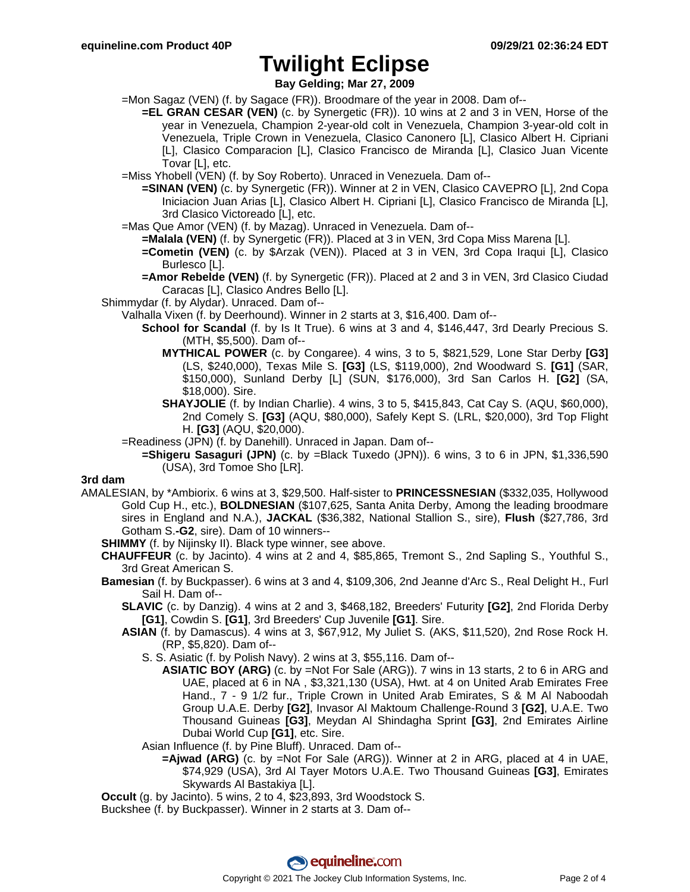# Twilight Eclipse

**Bay Gelding; Mar 27, 2009**

=Mon Sagaz (VEN) (f. by Sagace (FR)). Broodmare of the year in 2008. Dam of--

**=EL GRAN CESAR (VEN)** (c. by Synergetic (FR)). 10 wins at 2 and 3 in VEN, Horse of the year in Venezuela, Champion 2-year-old colt in Venezuela, Champion 3-year-old colt in Venezuela, Triple Crown in Venezuela, Clasico Canonero [L], Clasico Albert H. Cipriani [L], Clasico Comparacion [L], Clasico Francisco de Miranda [L], Clasico Juan Vicente Tovar [L], etc.

=Miss Yhobell (VEN) (f. by Soy Roberto). Unraced in Venezuela. Dam of--

**=SINAN (VEN)** (c. by Synergetic (FR)). Winner at 2 in VEN, Clasico CAVEPRO [L], 2nd Copa Iniciacion Juan Arias [L], Clasico Albert H. Cipriani [L], Clasico Francisco de Miranda [L], 3rd Clasico Victoreado [L], etc.

=Mas Que Amor (VEN) (f. by Mazag). Unraced in Venezuela. Dam of--

**=Malala (VEN)** (f. by Synergetic (FR)). Placed at 3 in VEN, 3rd Copa Miss Marena [L].

**=Cometin (VEN)** (c. by $Arzak (VEN)). Placed at 3 in VEN, 3rd Copa Iraqui [L], Clasico Burlesco [L].

**=Amor Rebelde (VEN)** (f. by Synergetic (FR)). Placed at 2 and 3 in VEN, 3rd Clasico Ciudad Caracas [L], Clasico Andres Bello [L].

Shimmydar (f. by Alydar). Unraced. Dam of--

Valhalla Vixen (f. by Deerhound). Winner in 2 starts at 3, $16,400. Dam of--

**School for Scandal** (f. by Is It True). 6 wins at 3 and 4, $146,447, 3rd Dearly Precious S. (MTH, $5,500). Dam of--

**MYTHICAL POWER** (c. by Congaree). 4 wins, 3 to 5, $821,529, Lone Star Derby **[G3]** (LS, $240,000), Texas Mile S. **[G3]** (LS, $119,000), 2nd Woodward S. **[G1]** (SAR, $150,000), Sunland Derby [L] (SUN, $176,000), 3rd San Carlos H. **[G2]** (SA, $18,000). Sire.

**SHAYJOLIE** (f. by Indian Charlie). 4 wins, 3 to 5, $415,843, Cat Cay S. (AQU, $60,000), 2nd Comely S. **[G3]** (AQU, $80,000), Safely Kept S. (LRL, $20,000), 3rd Top Flight H. **[G3]** (AQU, $20,000).

=Readiness (JPN) (f. by Danehill). Unraced in Japan. Dam of--

**=Shigeru Sasaguri (JPN)** (c. by =Black Tuxedo (JPN)). 6 wins, 3 to 6 in JPN, $1,336,590 (USA), 3rd Tomoe Sho [LR].

**3rd dam**

AMALESIAN, by *Ambiorix. 6 wins at 3, $29,500. Half-sister to **PRINCESSNESIAN** ($332,035, Hollywood Gold Cup H., etc.), **BOLDNESIAN** ($107,625, Santa Anita Derby, Among the leading broodmare sires in England and N.A.), **JACKAL** ($36,382, National Stallion S., sire), **Flush** ($27,786, 3rd Gotham S.-**G2**, sire). Dam of 10 winners--

**SHIMMY** (f. by Nijinsky II). Black type winner, see above.

**CHAUFFEUR** (c. by Jacinto). 4 wins at 2 and 4, $85,865, Tremont S., 2nd Sapling S., Youthful S., 3rd Great American S.

**Bamesian** (f. by Buckpasser). 6 wins at 3 and 4, $109,306, 2nd Jeanne d'Arc S., Real Delight H., Furl Sail H. Dam of--

**SLAVIC** (c. by Danzig). 4 wins at 2 and 3, $468,182, Breeders' Futurity **[G2]**, 2nd Florida Derby **[G1]**, Cowdin S. **[G1]**, 3rd Breeders' Cup Juvenile **[G1]**. Sire.

**ASIAN** (f. by Damascus). 4 wins at 3, $67,912, My Juliet S. (AKS, $11,520), 2nd Rose Rock H. (RP, $5,820). Dam of--

S. S. Asiatic (f. by Polish Navy). 2 wins at 3, $55,116. Dam of--

**ASIATIC BOY (ARG)** (c. by =Not For Sale (ARG)). 7 wins in 13 starts, 2 to 6 in ARG and UAE, placed at 6 in NA , $3,321,130 (USA), Hwt. at 4 on United Arab Emirates Free Hand., 7 - 9 1/2 fur., Triple Crown in United Arab Emirates, S & M Al Naboodah Group U.A.E. Derby **[G2]**, Invasor Al Maktoum Challenge-Round 3 **[G2]**, U.A.E. Two Thousand Guineas **[G3]**, Meydan Al Shindagha Sprint **[G3]**, 2nd Emirates Airline Dubai World Cup **[G1]**, etc. Sire.

Asian Influence (f. by Pine Bluff). Unraced. Dam of--

**=Ajwad (ARG)** (c. by =Not For Sale (ARG)). Winner at 2 in ARG, placed at 4 in UAE, $74,929 (USA), 3rd Al Tayer Motors U.A.E. Two Thousand Guineas **[G3]**, Emirates Skywards Al Bastakiya [L].

**Occult** (g. by Jacinto). 5 wins, 2 to 4, $23,893, 3rd Woodstock S.

Buckshee (f. by Buckpasser). Winner in 2 starts at 3. Dam of--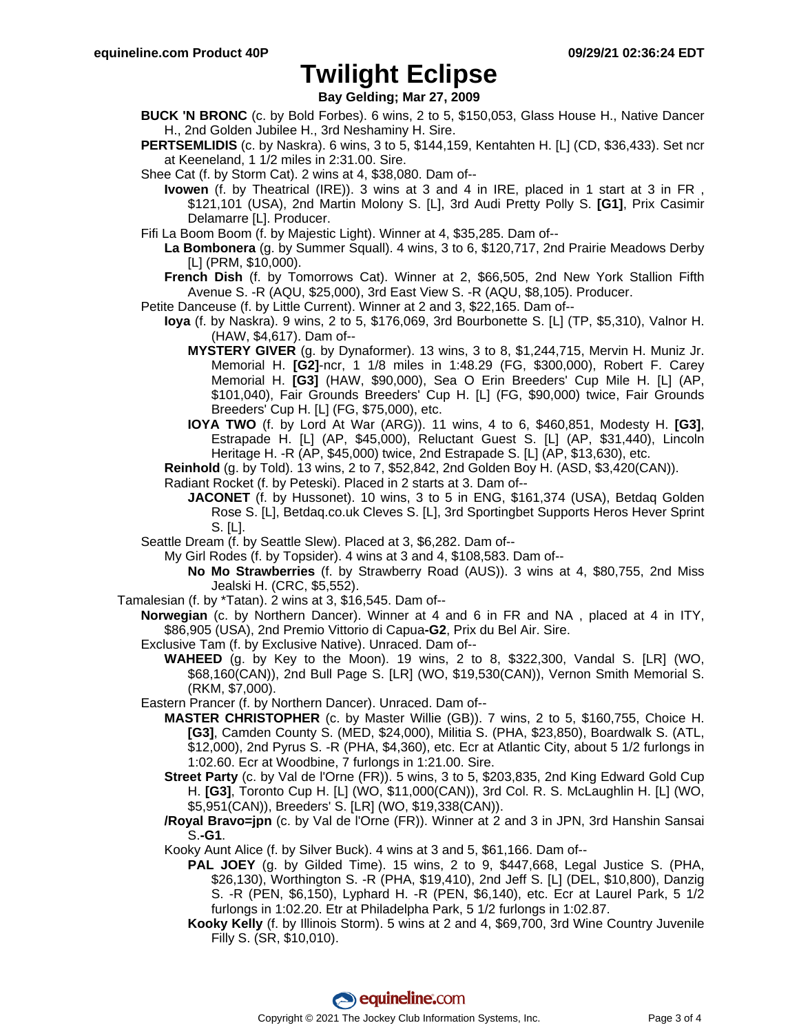# Twilight Eclipse

**Bay Gelding; Mar 27, 2009**

**BUCK 'N BRONC** (c. by Bold Forbes). 6 wins, 2 to 5, $150,053, Glass House H., Native Dancer H., 2nd Golden Jubilee H., 3rd Neshaminy H. Sire.

**PERTSEMLIDIS** (c. by Naskra). 6 wins, 3 to 5, $144,159, Kentahten H. [L] (CD, $36,433). Set ncr at Keeneland, 1 1/2 miles in 2:31.00. Sire.

Shee Cat (f. by Storm Cat). 2 wins at 4, $38,080. Dam of--

- **Ivowen** (f. by Theatrical (IRE)). 3 wins at 3 and 4 in IRE, placed in 1 start at 3 in FR , $121,101 (USA), 2nd Martin Molony S. [L], 3rd Audi Pretty Polly S. **[G1]**, Prix Casimir Delamarre [L]. Producer.

Fifi La Boom Boom (f. by Majestic Light). Winner at 4, $35,285. Dam of--

- **La Bombonera** (g. by Summer Squall). 4 wins, 3 to 6, $120,717, 2nd Prairie Meadows Derby [L] (PRM, $10,000).
- **French Dish** (f. by Tomorrows Cat). Winner at 2, $66,505, 2nd New York Stallion Fifth Avenue S. -R (AQU, $25,000), 3rd East View S. -R (AQU, $8,105). Producer.

Petite Danceuse (f. by Little Current). Winner at 2 and 3, $22,165. Dam of--

- **Ioya** (f. by Naskra). 9 wins, 2 to 5, $176,069, 3rd Bourbonette S. [L] (TP, $5,310), Valnor H. (HAW, $4,617). Dam of--
  - **MYSTERY GIVER** (g. by Dynaformer). 13 wins, 3 to 8, $1,244,715, Mervin H. Muniz Jr. Memorial H. **[G2]**-ncr, 1 1/8 miles in 1:48.29 (FG, $300,000), Robert F. Carey Memorial H. **[G3]** (HAW, $90,000), Sea O Erin Breeders' Cup Mile H. [L] (AP, $101,040), Fair Grounds Breeders' Cup H. [L] (FG, $90,000) twice, Fair Grounds Breeders' Cup H. [L] (FG, $75,000), etc.
  - **IOYA TWO** (f. by Lord At War (ARG)). 11 wins, 4 to 6, $460,851, Modesty H. **[G3]**, Estrapade H. [L] (AP, $45,000), Reluctant Guest S. [L] (AP, $31,440), Lincoln Heritage H. -R (AP, $45,000) twice, 2nd Estrapade S. [L] (AP, $13,630), etc.
- **Reinhold** (g. by Told). 13 wins, 2 to 7, $52,842, 2nd Golden Boy H. (ASD, $3,420(CAN)).
- Radiant Rocket (f. by Peteski). Placed in 2 starts at 3. Dam of--
  - **JACONET** (f. by Hussonet). 10 wins, 3 to 5 in ENG, $161,374 (USA), Betdaq Golden Rose S. [L], Betdaq.co.uk Cleves S. [L], 3rd Sportingbet Supports Heros Hever Sprint S. [L].

Seattle Dream (f. by Seattle Slew). Placed at 3, $6,282. Dam of--

- My Girl Rodes (f. by Topsider). 4 wins at 3 and 4, $108,583. Dam of--
  - **No Mo Strawberries** (f. by Strawberry Road (AUS)). 3 wins at 4, $80,755, 2nd Miss Jealski H. (CRC, $5,552).

Tamalesian (f. by *Tatan). 2 wins at 3, $16,545. Dam of--

**Norwegian** (c. by Northern Dancer). Winner at 4 and 6 in FR and NA , placed at 4 in ITY, $86,905 (USA), 2nd Premio Vittorio di Capua-**G2**, Prix du Bel Air. Sire.

Exclusive Tam (f. by Exclusive Native). Unraced. Dam of--

- **WAHEED** (g. by Key to the Moon). 19 wins, 2 to 8, $322,300, Vandal S. [LR] (WO, $68,160(CAN)), 2nd Bull Page S. [LR] (WO, $19,530(CAN)), Vernon Smith Memorial S. (RKM, $7,000).

Eastern Prancer (f. by Northern Dancer). Unraced. Dam of--

- **MASTER CHRISTOPHER** (c. by Master Willie (GB)). 7 wins, 2 to 5, $160,755, Choice H. **[G3]**, Camden County S. (MED, $24,000), Militia S. (PHA, $23,850), Boardwalk S. (ATL, $12,000), 2nd Pyrus S. -R (PHA, $4,360), etc. Ecr at Atlantic City, about 5 1/2 furlongs in 1:02.60. Ecr at Woodbine, 7 furlongs in 1:21.00. Sire.
- **Street Party** (c. by Val de l'Orne (FR)). 5 wins, 3 to 5, $203,835, 2nd King Edward Gold Cup H. **[G3]**, Toronto Cup H. [L] (WO, $11,000(CAN)), 3rd Col. R. S. McLaughlin H. [L] (WO, $5,951(CAN)), Breeders' S. [LR] (WO, $19,338(CAN)).
- **/Royal Bravo=jpn** (c. by Val de l'Orne (FR)). Winner at 2 and 3 in JPN, 3rd Hanshin Sansai S.-**G1**.
- Kooky Aunt Alice (f. by Silver Buck). 4 wins at 3 and 5, $61,166. Dam of--
  - **PAL JOEY** (g. by Gilded Time). 15 wins, 2 to 9, $447,668, Legal Justice S. (PHA, $26,130), Worthington S. -R (PHA, $19,410), 2nd Jeff S. [L] (DEL, $10,800), Danzig S. -R (PEN, $6,150), Lyphard H. -R (PEN, $6,140), etc. Ecr at Laurel Park, 5 1/2 furlongs in 1:02.20. Etr at Philadelphia Park, 5 1/2 furlongs in 1:02.87.
  - **Kooky Kelly** (f. by Illinois Storm). 5 wins at 2 and 4, $69,700, 3rd Wine Country Juvenile Filly S. (SR, $10,010).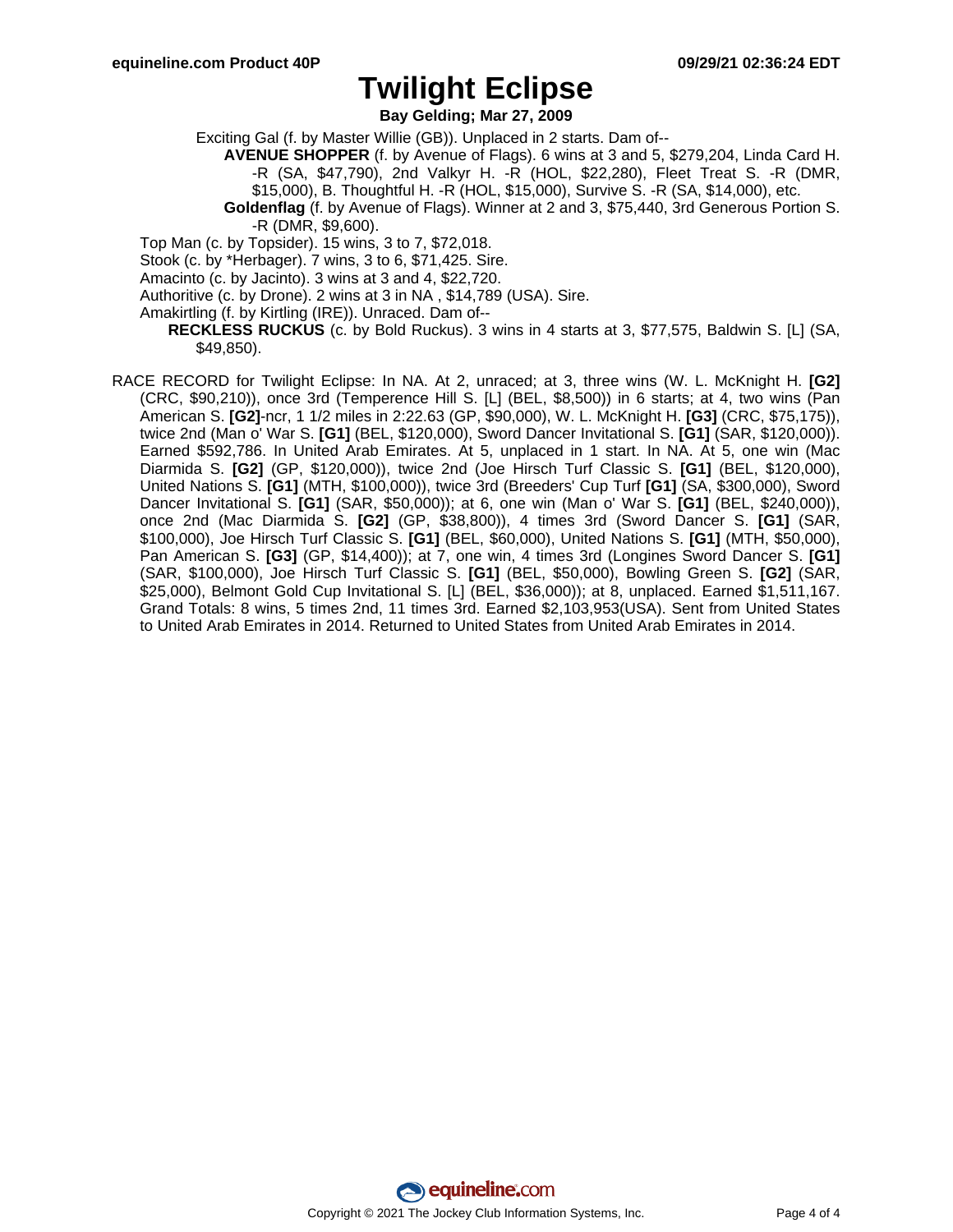# Twilight Eclipse

**Bay Gelding; Mar 27, 2009**

Exciting Gal (f. by Master Willie (GB)). Unplaced in 2 starts. Dam of--

**AVENUE SHOPPER** (f. by Avenue of Flags). 6 wins at 3 and 5, $279,204, Linda Card H. -R (SA, $47,790), 2nd Valkyr H. -R (HOL, $22,280), Fleet Treat S. -R (DMR, $15,000), B. Thoughtful H. -R (HOL, $15,000), Survive S. -R (SA, $14,000), etc.

**Goldenflag** (f. by Avenue of Flags). Winner at 2 and 3, $75,440, 3rd Generous Portion S. -R (DMR, $9,600).

Top Man (c. by Topsider). 15 wins, 3 to 7, $72,018.

Stook (c. by *Herbager). 7 wins, 3 to 6, $71,425. Sire.

Amacinto (c. by Jacinto). 3 wins at 3 and 4, $22,720.

Authoritive (c. by Drone). 2 wins at 3 in NA , $14,789 (USA). Sire.

Amakirtling (f. by Kirtling (IRE)). Unraced. Dam of--

**RECKLESS RUCKUS** (c. by Bold Ruckus). 3 wins in 4 starts at 3, $77,575, Baldwin S. [L] (SA, $49,850).

RACE RECORD for Twilight Eclipse: In NA. At 2, unraced; at 3, three wins (W. L. McKnight H. **[G2]** (CRC, $90,210)), once 3rd (Temperence Hill S. [L] (BEL, $8,500)) in 6 starts; at 4, two wins (Pan American S. **[G2]**-ncr, 1 1/2 miles in 2:22.63 (GP, $90,000), W. L. McKnight H. **[G3]** (CRC, $75,175)), twice 2nd (Man o' War S. **[G1]** (BEL, $120,000), Sword Dancer Invitational S. **[G1]** (SAR, $120,000)). Earned $592,786. In United Arab Emirates. At 5, unplaced in 1 start. In NA. At 5, one win (Mac Diarmida S. **[G2]** (GP, $120,000)), twice 2nd (Joe Hirsch Turf Classic S. **[G1]** (BEL, $120,000), United Nations S. **[G1]** (MTH, $100,000)), twice 3rd (Breeders' Cup Turf **[G1]** (SA, $300,000), Sword Dancer Invitational S. **[G1]** (SAR, $50,000)); at 6, one win (Man o' War S. **[G1]** (BEL, $240,000)), once 2nd (Mac Diarmida S. **[G2]** (GP, $38,800)), 4 times 3rd (Sword Dancer S. **[G1]** (SAR, $100,000), Joe Hirsch Turf Classic S. **[G1]** (BEL, $60,000), United Nations S. **[G1]** (MTH, $50,000), Pan American S. **[G3]** (GP, $14,400)); at 7, one win, 4 times 3rd (Longines Sword Dancer S. **[G1]** (SAR, $100,000), Joe Hirsch Turf Classic S. **[G1]** (BEL, $50,000), Bowling Green S. **[G2]** (SAR, $25,000), Belmont Gold Cup Invitational S. [L] (BEL, $36,000)); at 8, unplaced. Earned $1,511,167. Grand Totals: 8 wins, 5 times 2nd, 11 times 3rd. Earned $2,103,953(USA). Sent from United States to United Arab Emirates in 2014. Returned to United States from United Arab Emirates in 2014.